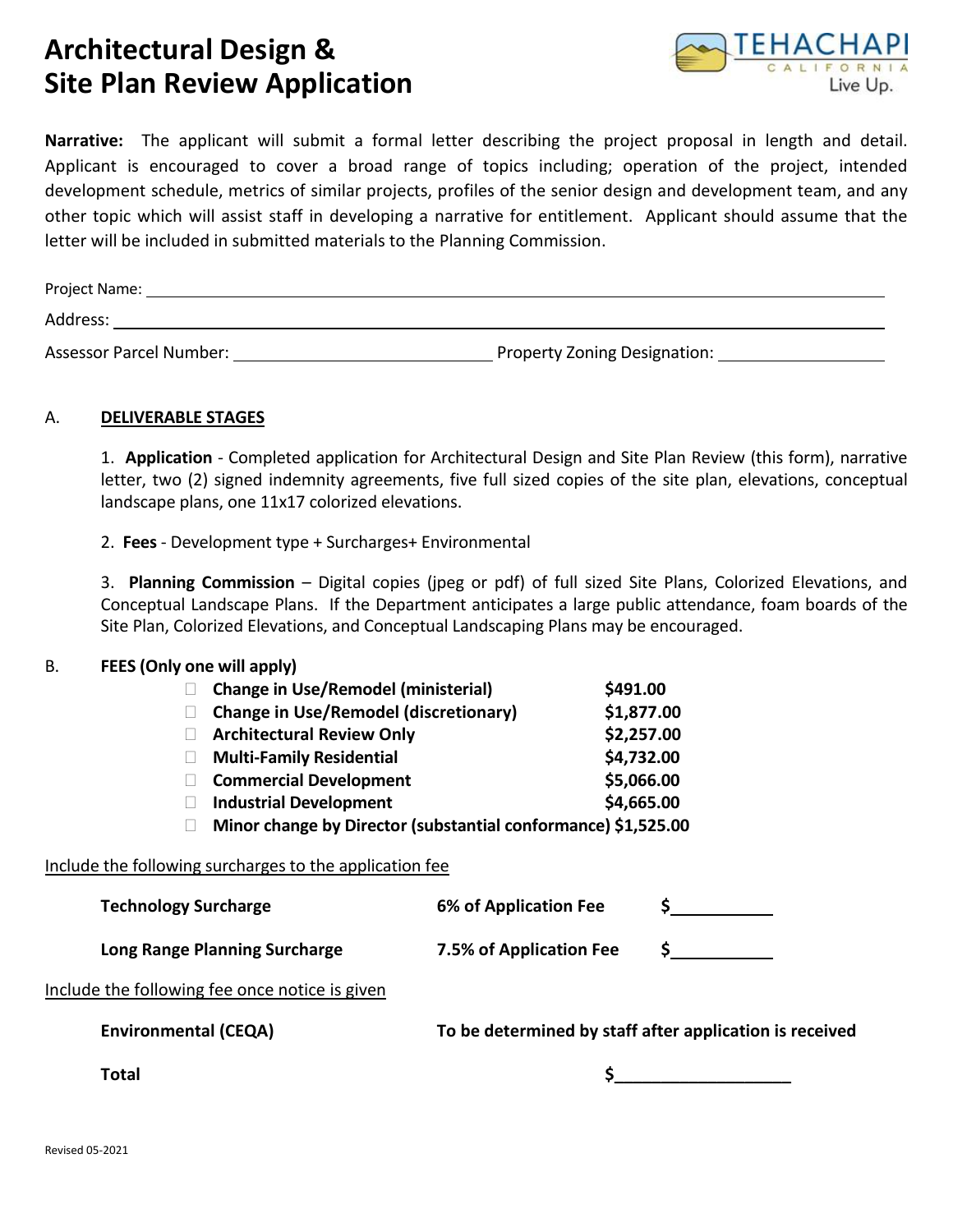# Architectural Design & Site Plan Review Application

TEHACHAPI CALIFORNIA Live Up.

**Narrative:** The applicant will submit a formal letter describing the project proposal in length and detail. Applicant is encouraged to cover a broad range of topics including; operation of the project, intended development schedule, metrics of similar projects, profiles of the senior design and development team, and any other topic which will assist staff in developing a narrative for entitlement. Applicant should assume that the letter will be included in submitted materials to the Planning Commission.

Project Name: ____________________

Address: ____________________

Assessor Parcel Number: ____________________ Property Zoning Designation: ____________________

## A. DELIVERABLE STAGES

1. **Application** - Completed application for Architectural Design and Site Plan Review (this form), narrative letter, two (2) signed indemnity agreements, five full sized copies of the site plan, elevations, conceptual landscape plans, one 11x17 colorized elevations.

2. **Fees** - Development type + Surcharges+ Environmental

3. **Planning Commission** – Digital copies (jpeg or pdf) of full sized Site Plans, Colorized Elevations, and Conceptual Landscape Plans. If the Department anticipates a large public attendance, foam boards of the Site Plan, Colorized Elevations, and Conceptual Landscaping Plans may be encouraged.

## B. FEES (Only one will apply)

- ☐ **Change in Use/Remodel (ministerial)** **$491.00**
- ☐ **Change in Use/Remodel (discretionary)** **$1,877.00**
- ☐ **Architectural Review Only** **$2,257.00**
- ☐ **Multi-Family Residential** **$4,732.00**
- ☐ **Commercial Development** **$5,066.00**
- ☐ **Industrial Development** **$4,665.00**
- ☐ **Minor change by Director (substantial conformance)** **$1,525.00**

Include the following surcharges to the application fee

| | | |
|---|---|---|
| **Technology Surcharge** | **6% of Application Fee** | **$**__________ |
| **Long Range Planning Surcharge** | **7.5% of Application Fee** | **$**__________ |

Include the following fee once notice is given

| | |
|---|---|
| **Environmental (CEQA)** | **To be determined by staff after application is received** |
| **Total** | **$**__________________ |

Revised 05-2021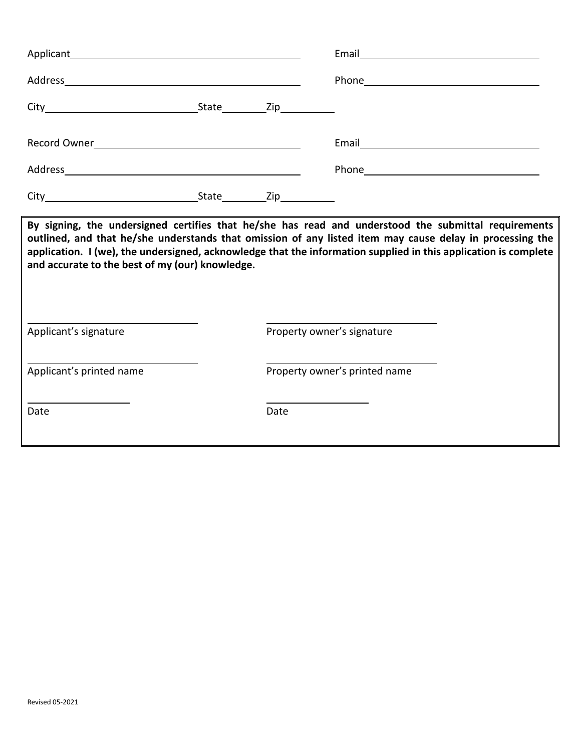Applicant\_\_\_\_\_\_\_\_\_\_\_\_\_\_\_\_\_\_\_\_\_\_\_\_\_\_\_\_\_\_\_\_\_\_\_\_ Email\_\_\_\_\_\_\_\_\_\_\_\_\_\_\_\_\_\_\_\_\_\_\_\_\_\_\_\_\_\_

Address\_\_\_\_\_\_\_\_\_\_\_\_\_\_\_\_\_\_\_\_\_\_\_\_\_\_\_\_\_\_\_\_\_\_\_\_ Phone\_\_\_\_\_\_\_\_\_\_\_\_\_\_\_\_\_\_\_\_\_\_\_\_\_\_\_\_\_\_

City\_\_\_\_\_\_\_\_\_\_\_\_\_\_\_\_\_\_\_\_\_\_\_\_ State\_\_\_\_\_\_\_\_ Zip\_\_\_\_\_\_\_\_\_\_

Record Owner\_\_\_\_\_\_\_\_\_\_\_\_\_\_\_\_\_\_\_\_\_\_\_\_\_\_\_\_\_\_\_\_ Email\_\_\_\_\_\_\_\_\_\_\_\_\_\_\_\_\_\_\_\_\_\_\_\_\_\_\_\_\_\_

Address\_\_\_\_\_\_\_\_\_\_\_\_\_\_\_\_\_\_\_\_\_\_\_\_\_\_\_\_\_\_\_\_\_\_\_\_ Phone\_\_\_\_\_\_\_\_\_\_\_\_\_\_\_\_\_\_\_\_\_\_\_\_\_\_\_\_\_\_

City\_\_\_\_\_\_\_\_\_\_\_\_\_\_\_\_\_\_\_\_\_\_\_\_ State\_\_\_\_\_\_\_\_ Zip\_\_\_\_\_\_\_\_\_\_

**By signing, the undersigned certifies that he/she has read and understood the submittal requirements outlined, and that he/she understands that omission of any listed item may cause delay in processing the application. I (we), the undersigned, acknowledge that the information supplied in this application is complete and accurate to the best of my (our) knowledge.**

\_\_\_\_\_\_\_\_\_\_\_\_\_\_\_\_\_\_\_\_\_\_\_\_\_\_\_\_ \_\_\_\_\_\_\_\_\_\_\_\_\_\_\_\_\_\_\_\_\_\_\_\_\_\_\_\_
Applicant's signature Property owner's signature

\_\_\_\_\_\_\_\_\_\_\_\_\_\_\_\_\_\_\_\_\_\_\_\_\_\_\_\_ \_\_\_\_\_\_\_\_\_\_\_\_\_\_\_\_\_\_\_\_\_\_\_\_\_\_\_\_
Applicant's printed name Property owner's printed name

\_\_\_\_\_\_\_\_\_\_\_\_\_\_\_\_ \_\_\_\_\_\_\_\_\_\_\_\_\_\_\_\_
Date Date

Revised 05-2021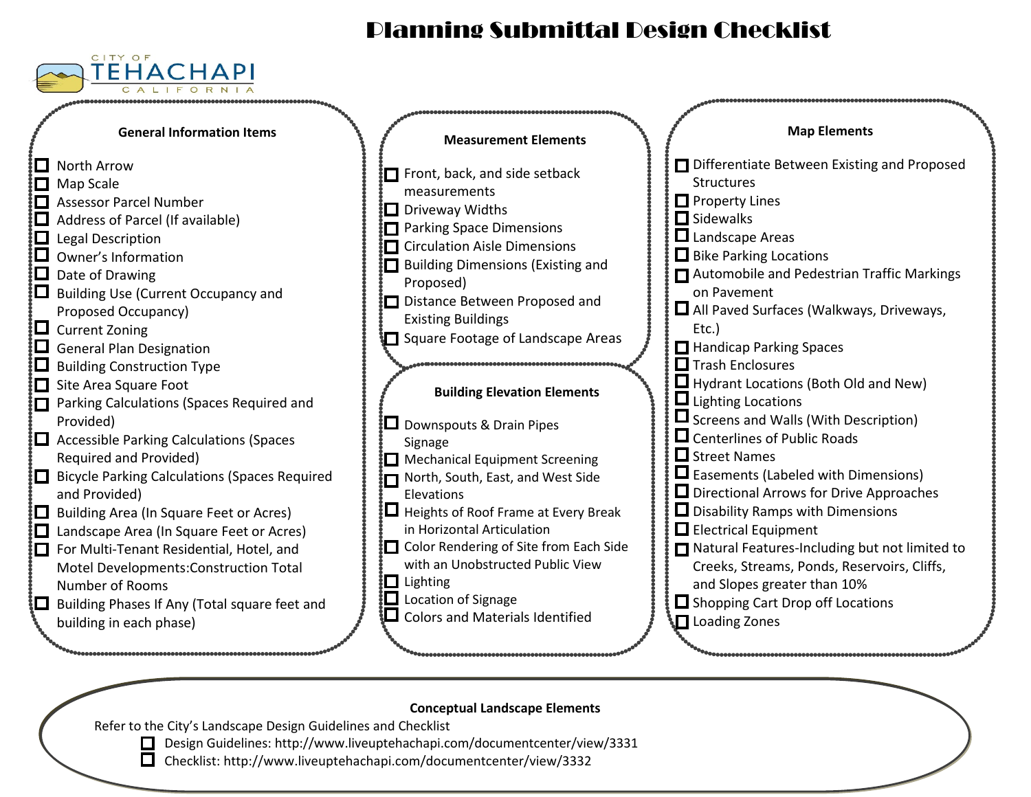# Planning Submittal Design Checklist

CITY OF TEHACHAPI CALIFORNIA

## General Information Items

- ☐ North Arrow
- ☐ Map Scale
- ☐ Assessor Parcel Number
- ☐ Address of Parcel (If available)
- ☐ Legal Description
- ☐ Owner's Information
- ☐ Date of Drawing
- ☐ Building Use (Current Occupancy and Proposed Occupancy)
- ☐ Current Zoning
- ☐ General Plan Designation
- ☐ Building Construction Type
- ☐ Site Area Square Foot
- ☐ Parking Calculations (Spaces Required and Provided)
- ☐ Accessible Parking Calculations (Spaces Required and Provided)
- ☐ Bicycle Parking Calculations (Spaces Required and Provided)
- ☐ Building Area (In Square Feet or Acres)
- ☐ Landscape Area (In Square Feet or Acres)
- ☐ For Multi-Tenant Residential, Hotel, and Motel Developments:Construction Total Number of Rooms
- ☐ Building Phases If Any (Total square feet and building in each phase)

## Measurement Elements

- ☐ Front, back, and side setback measurements
- ☐ Driveway Widths
- ☐ Parking Space Dimensions
- ☐ Circulation Aisle Dimensions
- ☐ Building Dimensions (Existing and Proposed)
- ☐ Distance Between Proposed and Existing Buildings
- ☐ Square Footage of Landscape Areas

## Building Elevation Elements

- ☐ Downspouts & Drain Pipes Signage
- ☐ Mechanical Equipment Screening
- ☐ North, South, East, and West Side Elevations
- ☐ Heights of Roof Frame at Every Break in Horizontal Articulation
- ☐ Color Rendering of Site from Each Side with an Unobstructed Public View
- ☐ Lighting
- ☐ Location of Signage
- ☐ Colors and Materials Identified

## Map Elements

- ☐ Differentiate Between Existing and Proposed Structures
- ☐ Property Lines
- ☐ Sidewalks
- ☐ Landscape Areas
- ☐ Bike Parking Locations
- ☐ Automobile and Pedestrian Traffic Markings on Pavement
- ☐ All Paved Surfaces (Walkways, Driveways, Etc.)
- ☐ Handicap Parking Spaces
- ☐ Trash Enclosures
- ☐ Hydrant Locations (Both Old and New)
- ☐ Lighting Locations
- ☐ Screens and Walls (With Description)
- ☐ Centerlines of Public Roads
- ☐ Street Names
- ☐ Easements (Labeled with Dimensions)
- ☐ Directional Arrows for Drive Approaches
- ☐ Disability Ramps with Dimensions
- ☐ Electrical Equipment
- ☐ Natural Features-Including but not limited to Creeks, Streams, Ponds, Reservoirs, Cliffs, and Slopes greater than 10%
- ☐ Shopping Cart Drop off Locations
- ☐ Loading Zones

## Conceptual Landscape Elements

Refer to the City's Landscape Design Guidelines and Checklist

- ☐ Design Guidelines: http://www.liveuptehachapi.com/documentcenter/view/3331
- ☐ Checklist: http://www.liveuptehachapi.com/documentcenter/view/3332